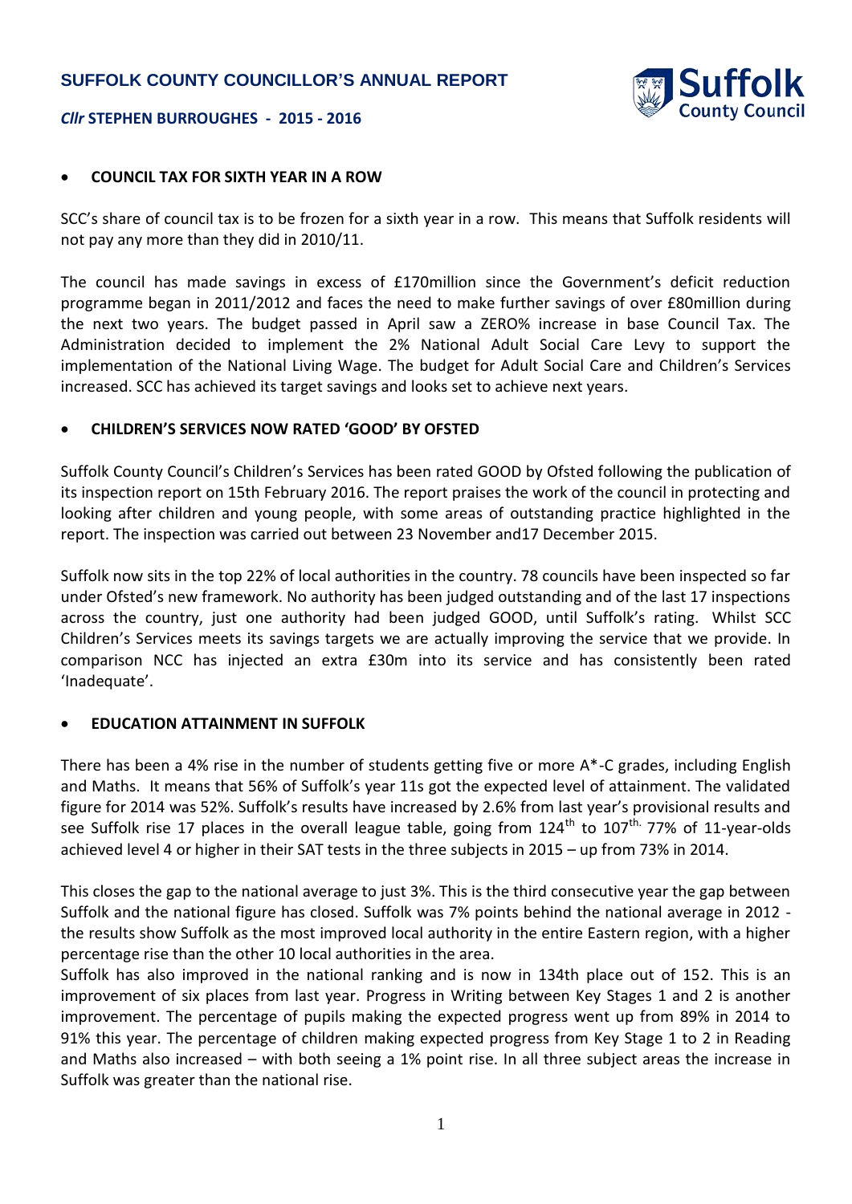# SUFFOLK COUNTY COUNCILLOR'S ANNUAL REPORT

***Cllr* STEPHEN BURROUGHES - 2015 - 2016**

- **COUNCIL TAX FOR SIXTH YEAR IN A ROW**

SCC's share of council tax is to be frozen for a sixth year in a row. This means that Suffolk residents will not pay any more than they did in 2010/11.

The council has made savings in excess of £170million since the Government's deficit reduction programme began in 2011/2012 and faces the need to make further savings of over £80million during the next two years. The budget passed in April saw a ZERO% increase in base Council Tax. The Administration decided to implement the 2% National Adult Social Care Levy to support the implementation of the National Living Wage. The budget for Adult Social Care and Children's Services increased. SCC has achieved its target savings and looks set to achieve next years.

- **CHILDREN'S SERVICES NOW RATED 'GOOD' BY OFSTED**

Suffolk County Council's Children's Services has been rated GOOD by Ofsted following the publication of its inspection report on 15th February 2016. The report praises the work of the council in protecting and looking after children and young people, with some areas of outstanding practice highlighted in the report. The inspection was carried out between 23 November and17 December 2015.

Suffolk now sits in the top 22% of local authorities in the country. 78 councils have been inspected so far under Ofsted's new framework. No authority has been judged outstanding and of the last 17 inspections across the country, just one authority had been judged GOOD, until Suffolk's rating. Whilst SCC Children's Services meets its savings targets we are actually improving the service that we provide. In comparison NCC has injected an extra £30m into its service and has consistently been rated 'Inadequate'.

- **EDUCATION ATTAINMENT IN SUFFOLK**

There has been a 4% rise in the number of students getting five or more A*-C grades, including English and Maths. It means that 56% of Suffolk's year 11s got the expected level of attainment. The validated figure for 2014 was 52%. Suffolk's results have increased by 2.6% from last year's provisional results and see Suffolk rise 17 places in the overall league table, going from 124th to 107th. 77% of 11-year-olds achieved level 4 or higher in their SAT tests in the three subjects in 2015 – up from 73% in 2014.

This closes the gap to the national average to just 3%. This is the third consecutive year the gap between Suffolk and the national figure has closed. Suffolk was 7% points behind the national average in 2012 - the results show Suffolk as the most improved local authority in the entire Eastern region, with a higher percentage rise than the other 10 local authorities in the area.

Suffolk has also improved in the national ranking and is now in 134th place out of 152. This is an improvement of six places from last year. Progress in Writing between Key Stages 1 and 2 is another improvement. The percentage of pupils making the expected progress went up from 89% in 2014 to 91% this year. The percentage of children making expected progress from Key Stage 1 to 2 in Reading and Maths also increased – with both seeing a 1% point rise. In all three subject areas the increase in Suffolk was greater than the national rise.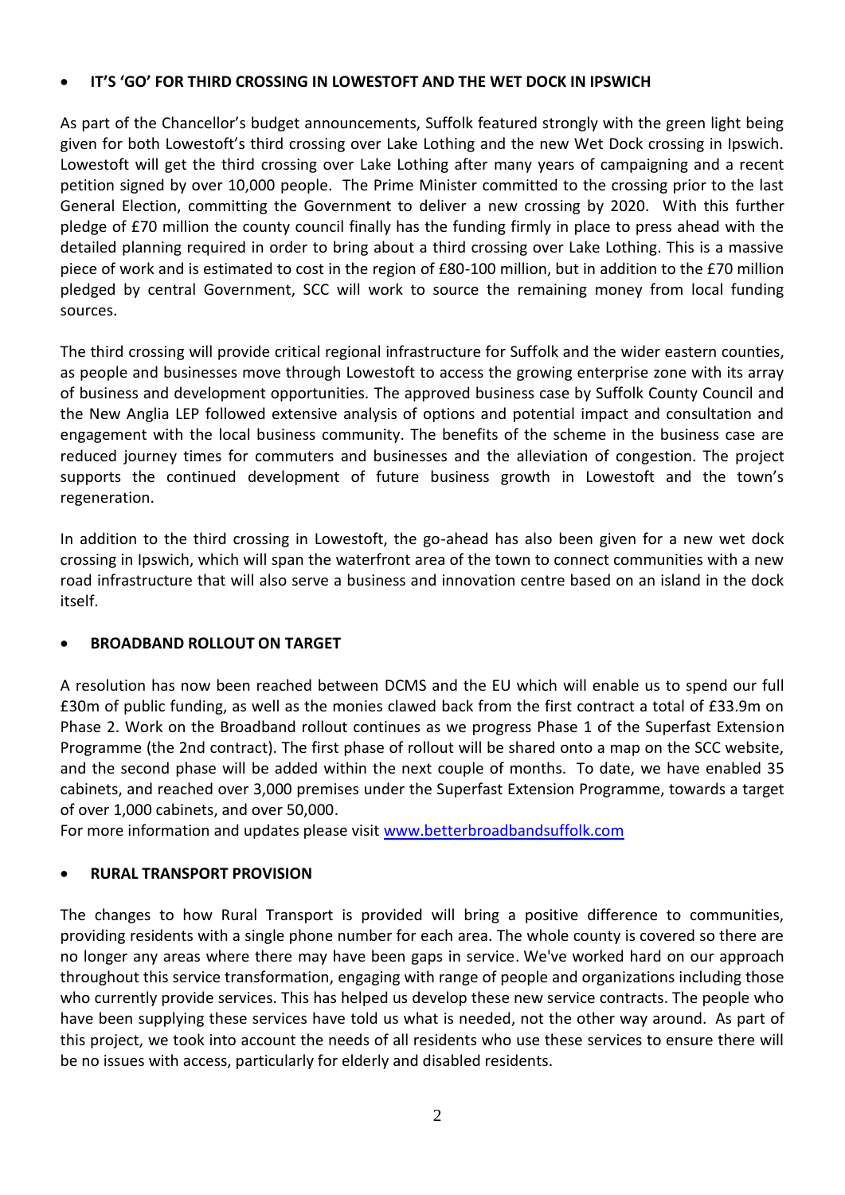- **IT'S 'GO' FOR THIRD CROSSING IN LOWESTOFT AND THE WET DOCK IN IPSWICH**

As part of the Chancellor's budget announcements, Suffolk featured strongly with the green light being given for both Lowestoft's third crossing over Lake Lothing and the new Wet Dock crossing in Ipswich. Lowestoft will get the third crossing over Lake Lothing after many years of campaigning and a recent petition signed by over 10,000 people. The Prime Minister committed to the crossing prior to the last General Election, committing the Government to deliver a new crossing by 2020. With this further pledge of £70 million the county council finally has the funding firmly in place to press ahead with the detailed planning required in order to bring about a third crossing over Lake Lothing. This is a massive piece of work and is estimated to cost in the region of £80-100 million, but in addition to the £70 million pledged by central Government, SCC will work to source the remaining money from local funding sources.

The third crossing will provide critical regional infrastructure for Suffolk and the wider eastern counties, as people and businesses move through Lowestoft to access the growing enterprise zone with its array of business and development opportunities. The approved business case by Suffolk County Council and the New Anglia LEP followed extensive analysis of options and potential impact and consultation and engagement with the local business community. The benefits of the scheme in the business case are reduced journey times for commuters and businesses and the alleviation of congestion. The project supports the continued development of future business growth in Lowestoft and the town's regeneration.

In addition to the third crossing in Lowestoft, the go-ahead has also been given for a new wet dock crossing in Ipswich, which will span the waterfront area of the town to connect communities with a new road infrastructure that will also serve a business and innovation centre based on an island in the dock itself.

- **BROADBAND ROLLOUT ON TARGET**

A resolution has now been reached between DCMS and the EU which will enable us to spend our full £30m of public funding, as well as the monies clawed back from the first contract a total of £33.9m on Phase 2. Work on the Broadband rollout continues as we progress Phase 1 of the Superfast Extension Programme (the 2nd contract). The first phase of rollout will be shared onto a map on the SCC website, and the second phase will be added within the next couple of months. To date, we have enabled 35 cabinets, and reached over 3,000 premises under the Superfast Extension Programme, towards a target of over 1,000 cabinets, and over 50,000.
For more information and updates please visit [www.betterbroadbandsuffolk.com](http://www.betterbroadbandsuffolk.com)

- **RURAL TRANSPORT PROVISION**

The changes to how Rural Transport is provided will bring a positive difference to communities, providing residents with a single phone number for each area. The whole county is covered so there are no longer any areas where there may have been gaps in service. We've worked hard on our approach throughout this service transformation, engaging with range of people and organizations including those who currently provide services. This has helped us develop these new service contracts. The people who have been supplying these services have told us what is needed, not the other way around. As part of this project, we took into account the needs of all residents who use these services to ensure there will be no issues with access, particularly for elderly and disabled residents.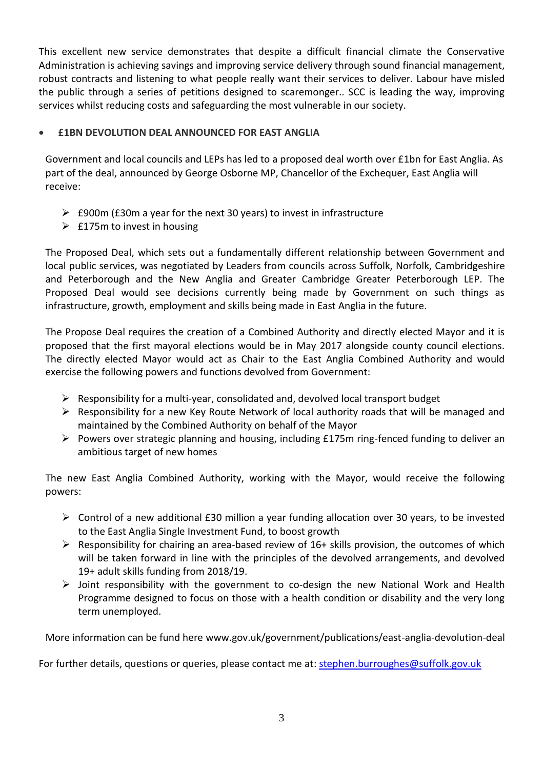This excellent new service demonstrates that despite a difficult financial climate the Conservative Administration is achieving savings and improving service delivery through sound financial management, robust contracts and listening to what people really want their services to deliver. Labour have misled the public through a series of petitions designed to scaremonger.. SCC is leading the way, improving services whilst reducing costs and safeguarding the most vulnerable in our society.

- **£1BN DEVOLUTION DEAL ANNOUNCED FOR EAST ANGLIA**

Government and local councils and LEPs has led to a proposed deal worth over £1bn for East Anglia. As part of the deal, announced by George Osborne MP, Chancellor of the Exchequer, East Anglia will receive:

- £900m (£30m a year for the next 30 years) to invest in infrastructure
- £175m to invest in housing

The Proposed Deal, which sets out a fundamentally different relationship between Government and local public services, was negotiated by Leaders from councils across Suffolk, Norfolk, Cambridgeshire and Peterborough and the New Anglia and Greater Cambridge Greater Peterborough LEP. The Proposed Deal would see decisions currently being made by Government on such things as infrastructure, growth, employment and skills being made in East Anglia in the future.

The Propose Deal requires the creation of a Combined Authority and directly elected Mayor and it is proposed that the first mayoral elections would be in May 2017 alongside county council elections. The directly elected Mayor would act as Chair to the East Anglia Combined Authority and would exercise the following powers and functions devolved from Government:

- Responsibility for a multi-year, consolidated and, devolved local transport budget
- Responsibility for a new Key Route Network of local authority roads that will be managed and maintained by the Combined Authority on behalf of the Mayor
- Powers over strategic planning and housing, including £175m ring-fenced funding to deliver an ambitious target of new homes

The new East Anglia Combined Authority, working with the Mayor, would receive the following powers:

- Control of a new additional £30 million a year funding allocation over 30 years, to be invested to the East Anglia Single Investment Fund, to boost growth
- Responsibility for chairing an area-based review of 16+ skills provision, the outcomes of which will be taken forward in line with the principles of the devolved arrangements, and devolved 19+ adult skills funding from 2018/19.
- Joint responsibility with the government to co-design the new National Work and Health Programme designed to focus on those with a health condition or disability and the very long term unemployed.

More information can be fund here www.gov.uk/government/publications/east-anglia-devolution-deal

For further details, questions or queries, please contact me at: stephen.burroughes@suffolk.gov.uk